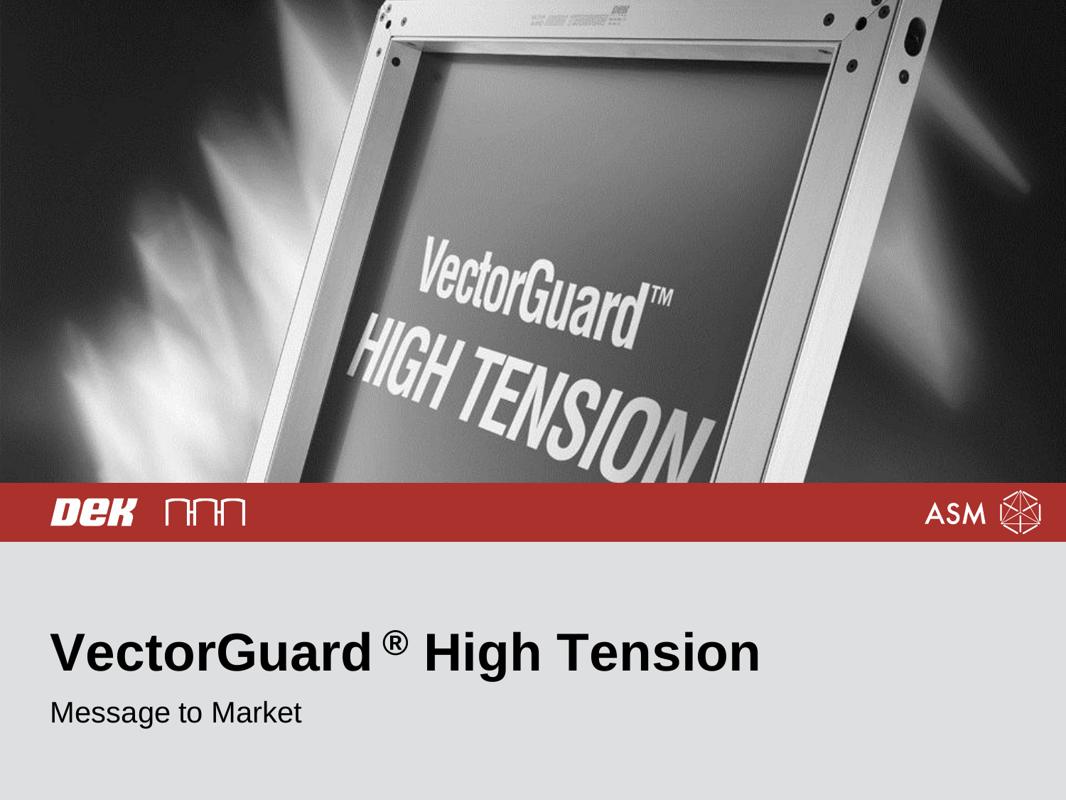# VectorGuard® High Tension

Message to Market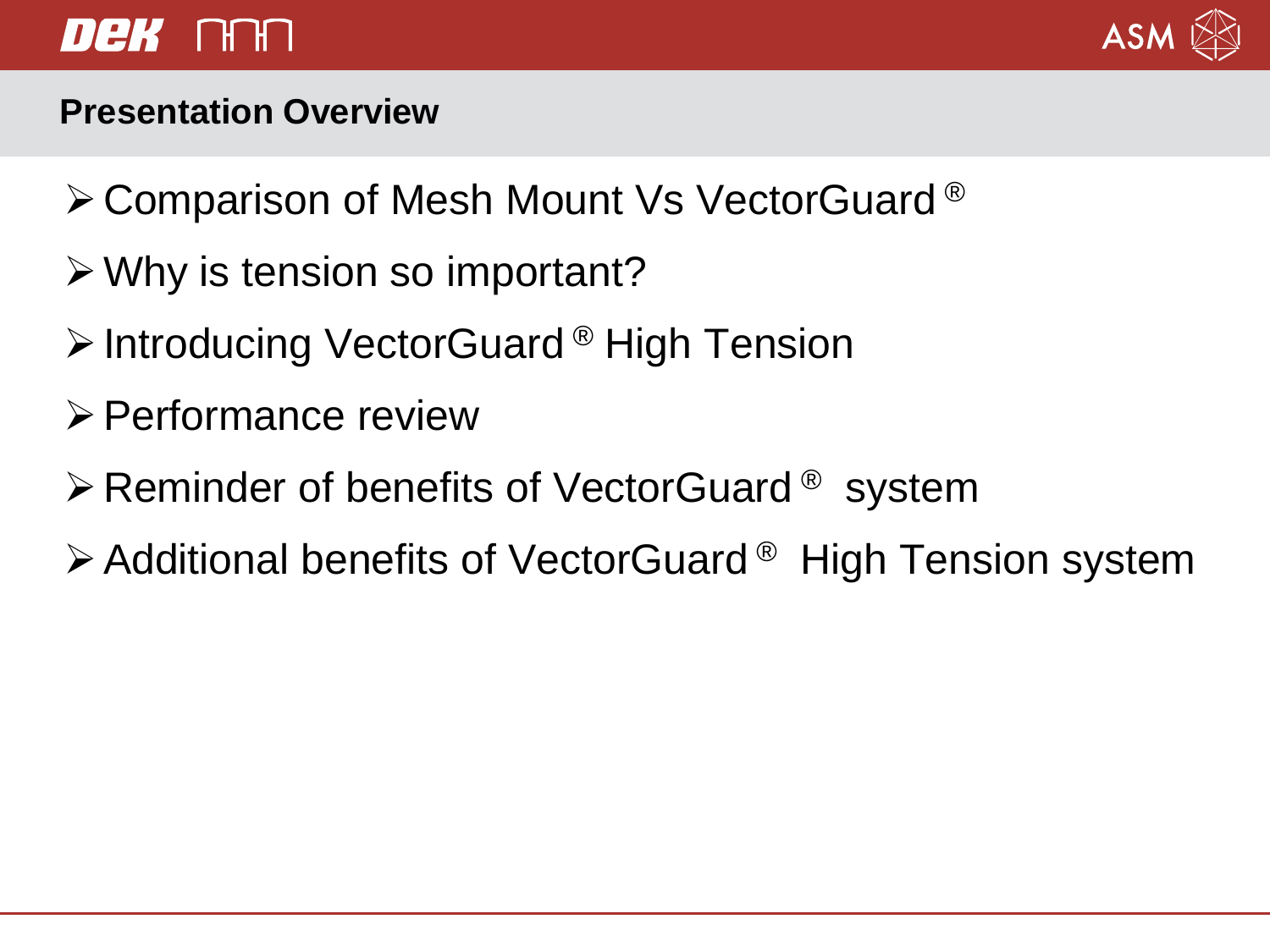## Presentation Overview

- Comparison of Mesh Mount Vs VectorGuard®
- Why is tension so important?
- Introducing VectorGuard® High Tension
- Performance review
- Reminder of benefits of VectorGuard® system
- Additional benefits of VectorGuard® High Tension system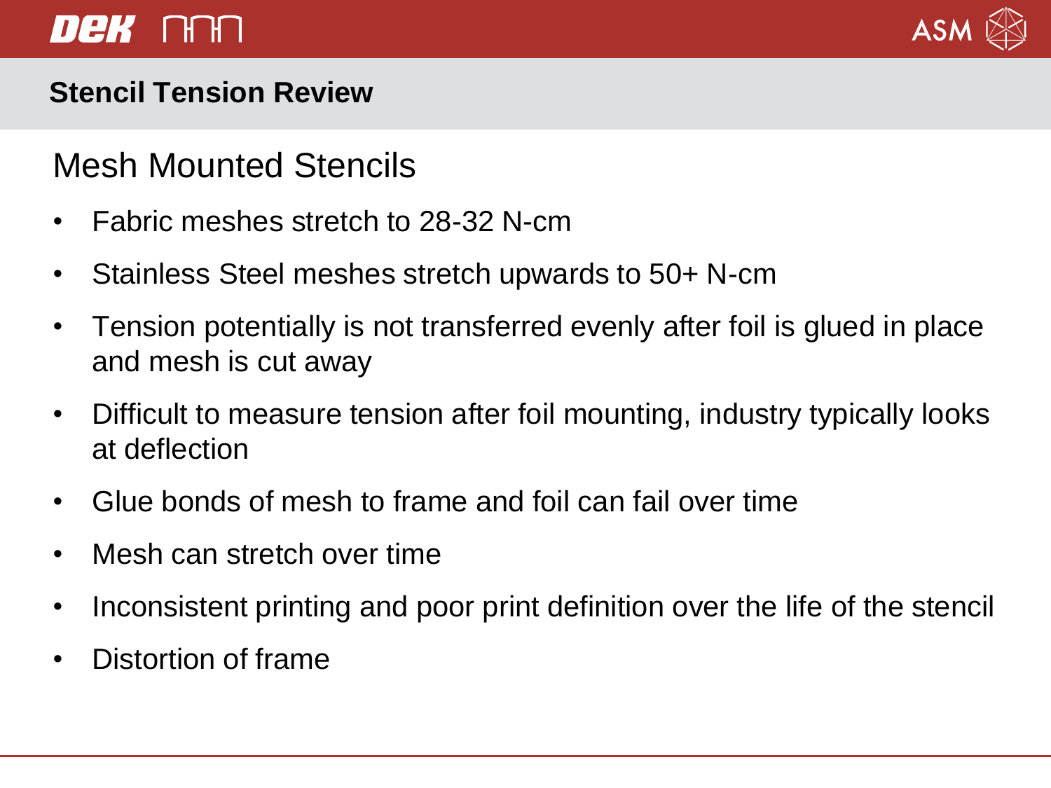## Stencil Tension Review

### Mesh Mounted Stencils

- Fabric meshes stretch to 28-32 N-cm
- Stainless Steel meshes stretch upwards to 50+ N-cm
- Tension potentially is not transferred evenly after foil is glued in place and mesh is cut away
- Difficult to measure tension after foil mounting, industry typically looks at deflection
- Glue bonds of mesh to frame and foil can fail over time
- Mesh can stretch over time
- Inconsistent printing and poor print definition over the life of the stencil
- Distortion of frame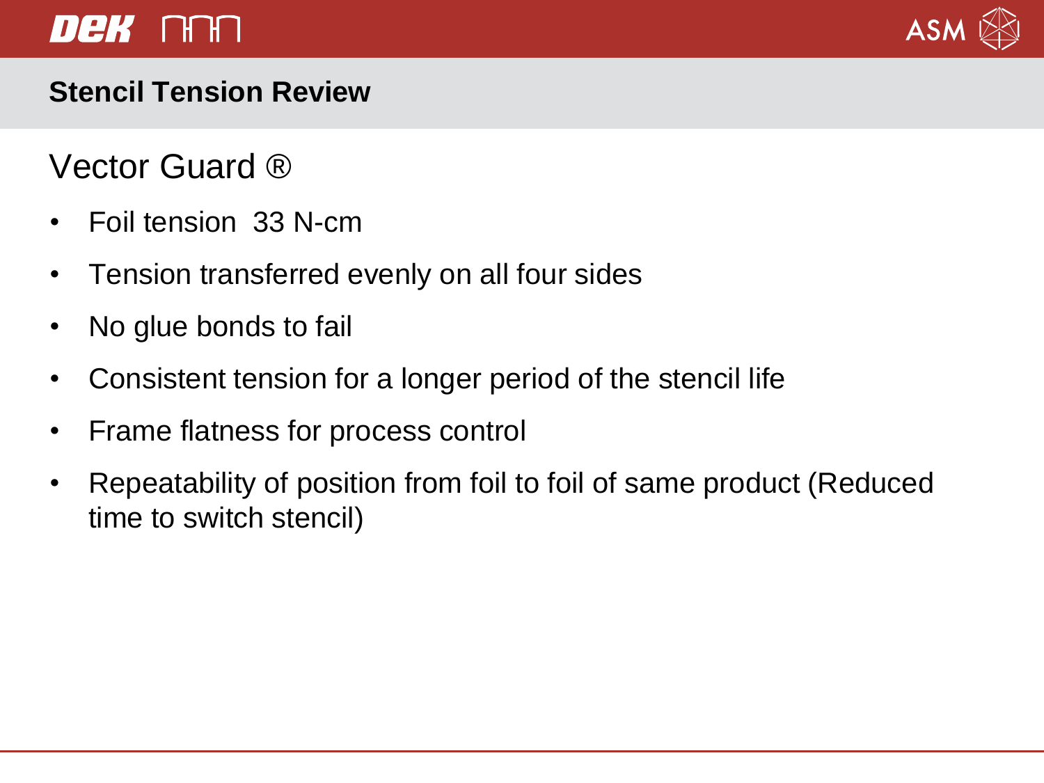## Stencil Tension Review

### Vector Guard ®

- Foil tension  33 N-cm
- Tension transferred evenly on all four sides
- No glue bonds to fail
- Consistent tension for a longer period of the stencil life
- Frame flatness for process control
- Repeatability of position from foil to foil of same product (Reduced time to switch stencil)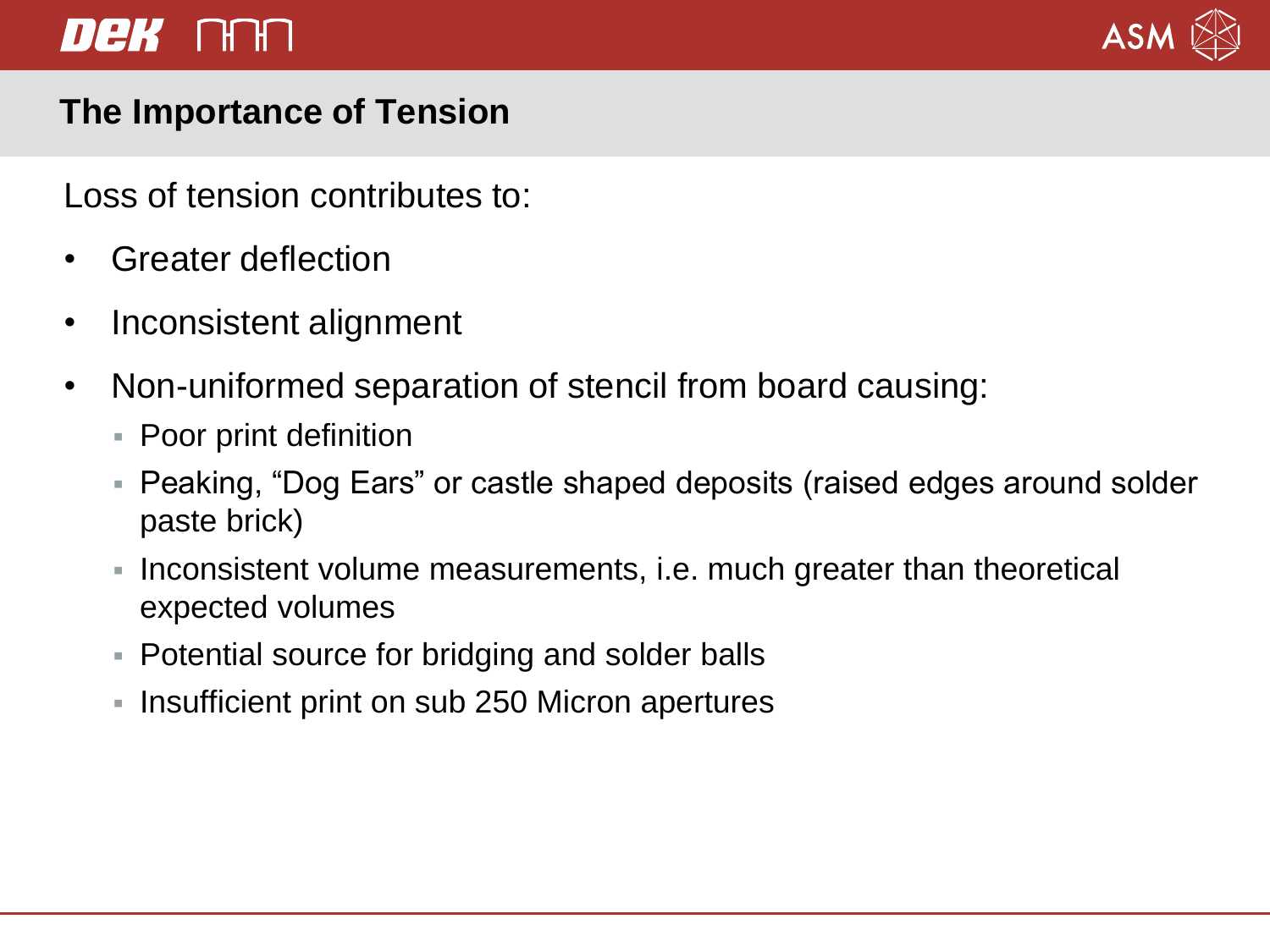## The Importance of Tension

Loss of tension contributes to:

- Greater deflection
- Inconsistent alignment
- Non-uniformed separation of stencil from board causing:
  - Poor print definition
  - Peaking, “Dog Ears” or castle shaped deposits (raised edges around solder paste brick)
  - Inconsistent volume measurements, i.e. much greater than theoretical expected volumes
  - Potential source for bridging and solder balls
  - Insufficient print on sub 250 Micron apertures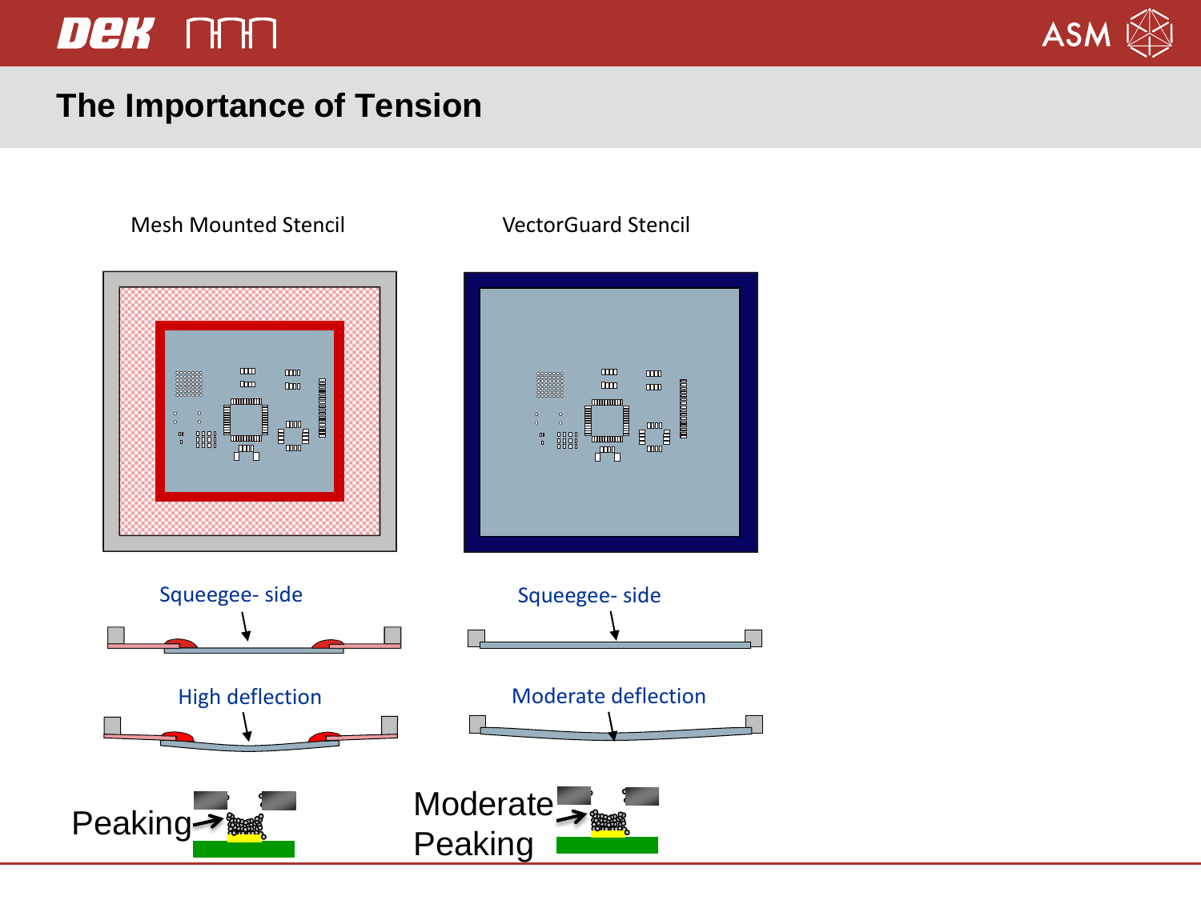# The Importance of Tension

Mesh Mounted Stencil

VectorGuard Stencil

Squeegee- side

Squeegee- side

High deflection

Moderate deflection

Peaking

Moderate Peaking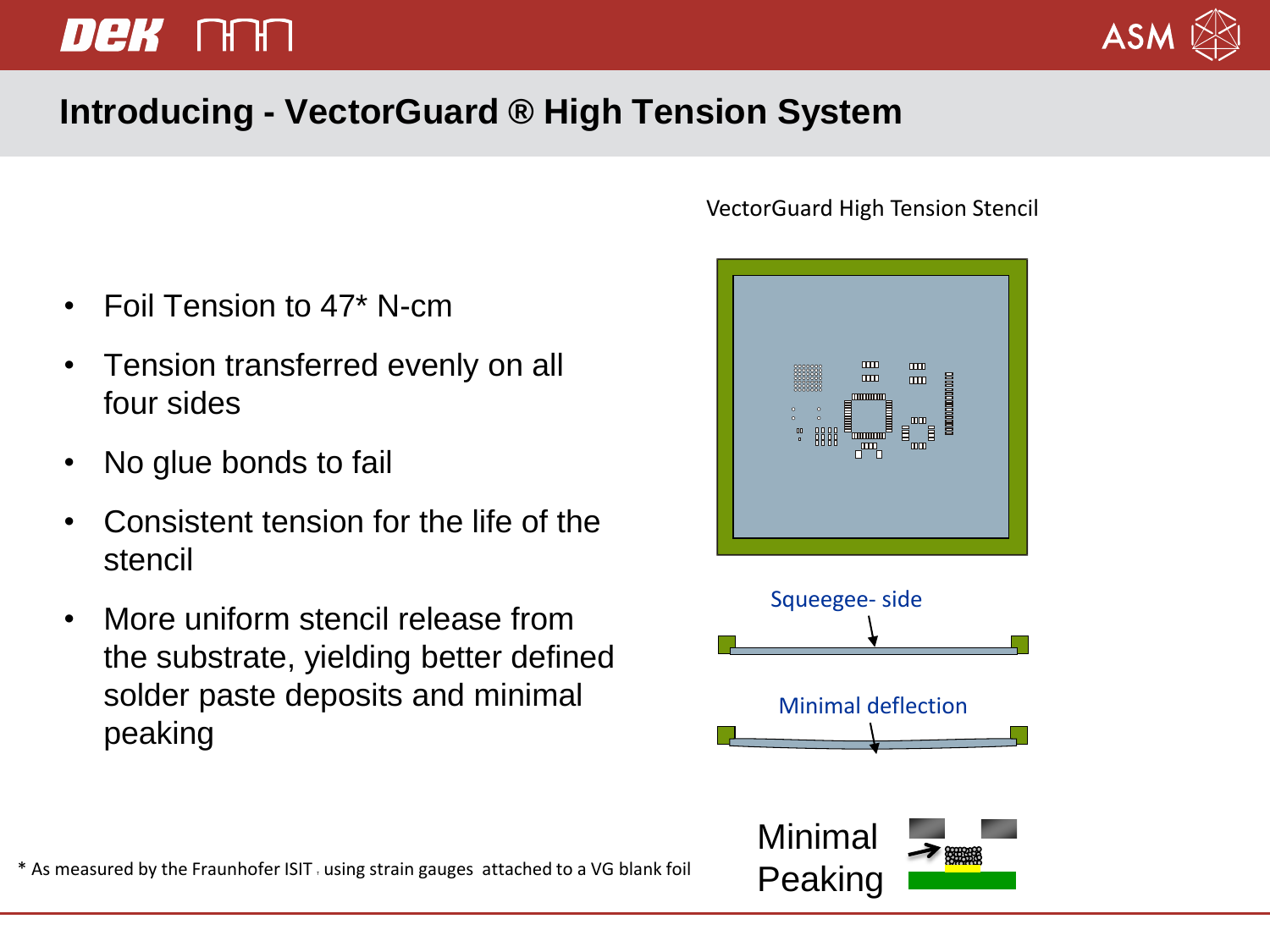# Introducing - VectorGuard ® High Tension System

- Foil Tension to 47* N-cm
- Tension transferred evenly on all four sides
- No glue bonds to fail
- Consistent tension for the life of the stencil
- More uniform stencil release from the substrate, yielding better defined solder paste deposits and minimal peaking

VectorGuard High Tension Stencil

Squeegee- side

Minimal deflection

Minimal Peaking

* As measured by the Fraunhofer ISIT , using strain gauges attached to a VG blank foil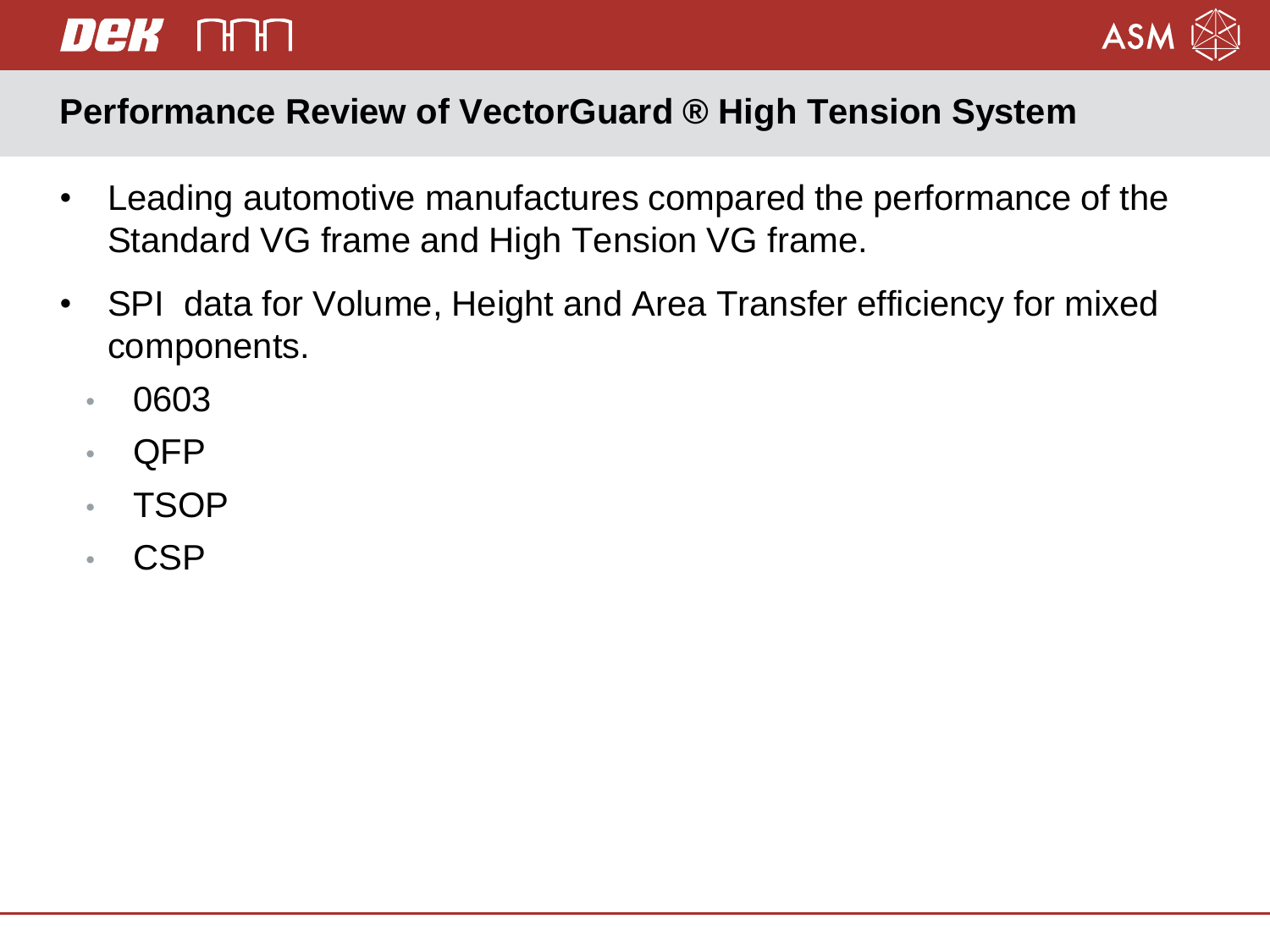## Performance Review of VectorGuard ® High Tension System

- Leading automotive manufactures compared the performance of the Standard VG frame and High Tension VG frame.
- SPI  data for Volume, Height and Area Transfer efficiency for mixed components.
  - 0603
  - QFP
  - TSOP
  - CSP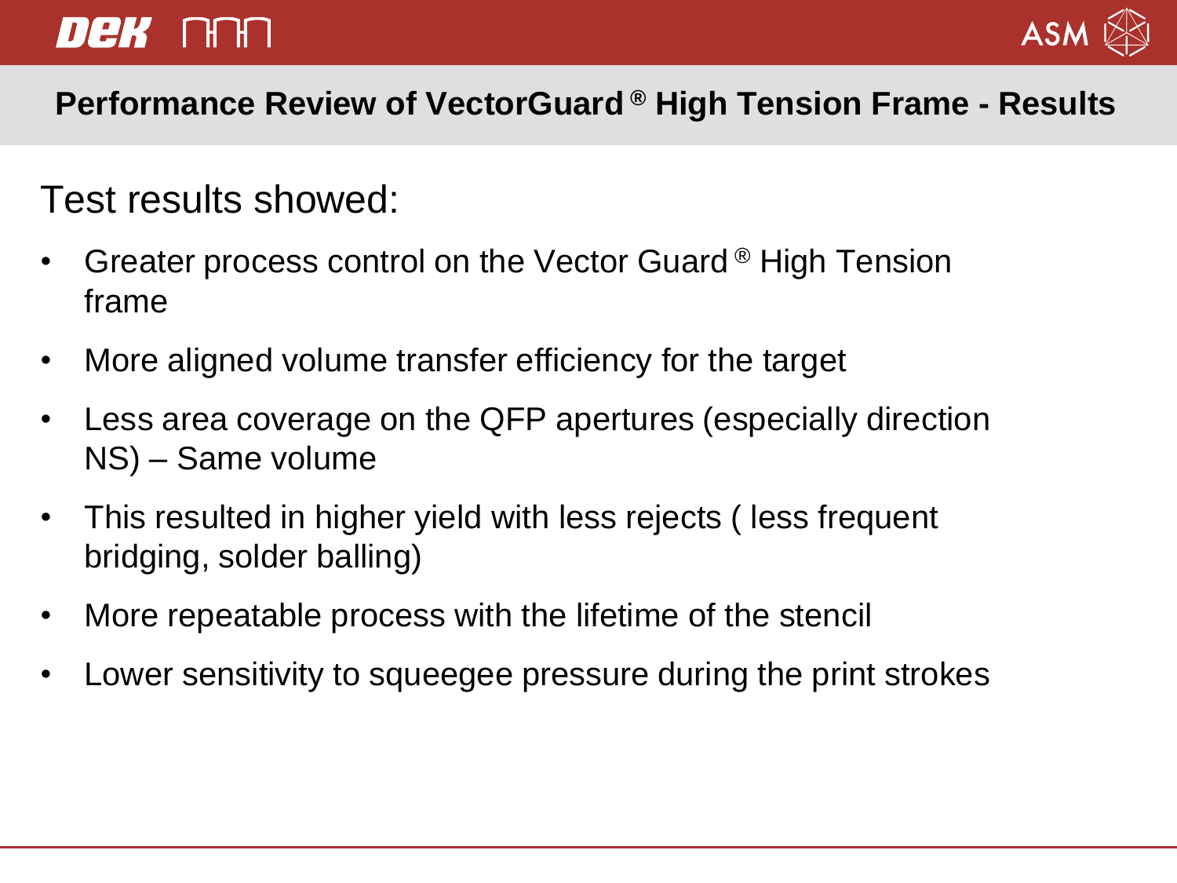## Performance Review of VectorGuard® High Tension Frame - Results

Test results showed:

- Greater process control on the Vector Guard® High Tension frame
- More aligned volume transfer efficiency for the target
- Less area coverage on the QFP apertures (especially direction NS) – Same volume
- This resulted in higher yield with less rejects ( less frequent bridging, solder balling)
- More repeatable process with the lifetime of the stencil
- Lower sensitivity to squeegee pressure during the print strokes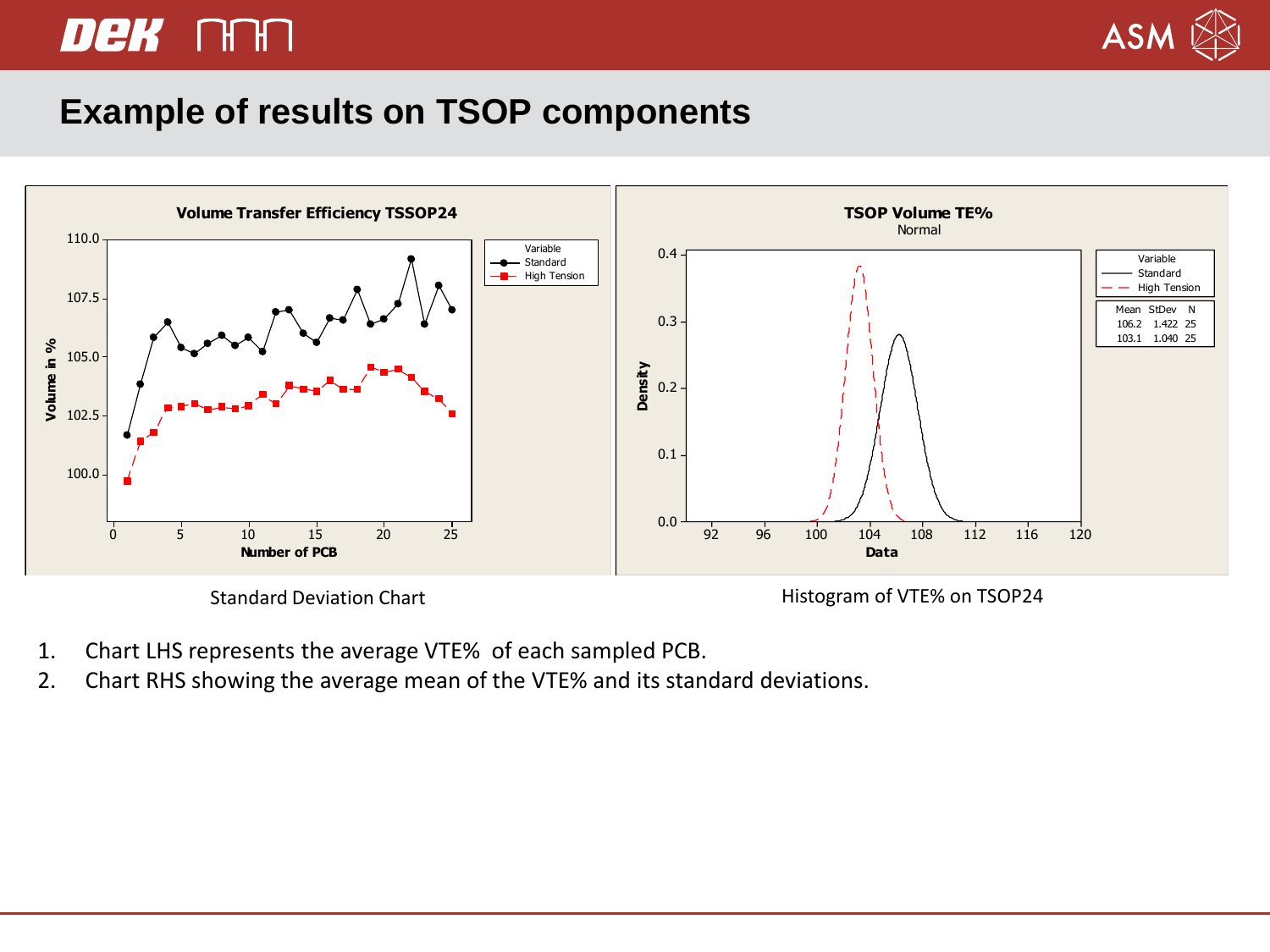# Example of results on TSOP components

**Volume Transfer Efficiency TSSOP24**

Variable: Standard, High Tension

Volume in % vs Number of PCB

Standard Deviation Chart

**TSOP Volume TE%**

Normal

| Variable | Mean | StDev | N |
|---|---|---|---|
| Standard | 106.2 | 1.422 | 25 |
| High Tension | 103.1 | 1.040 | 25 |

Histogram of VTE% on TSOP24

1. Chart LHS represents the average VTE% of each sampled PCB.
2. Chart RHS showing the average mean of the VTE% and its standard deviations.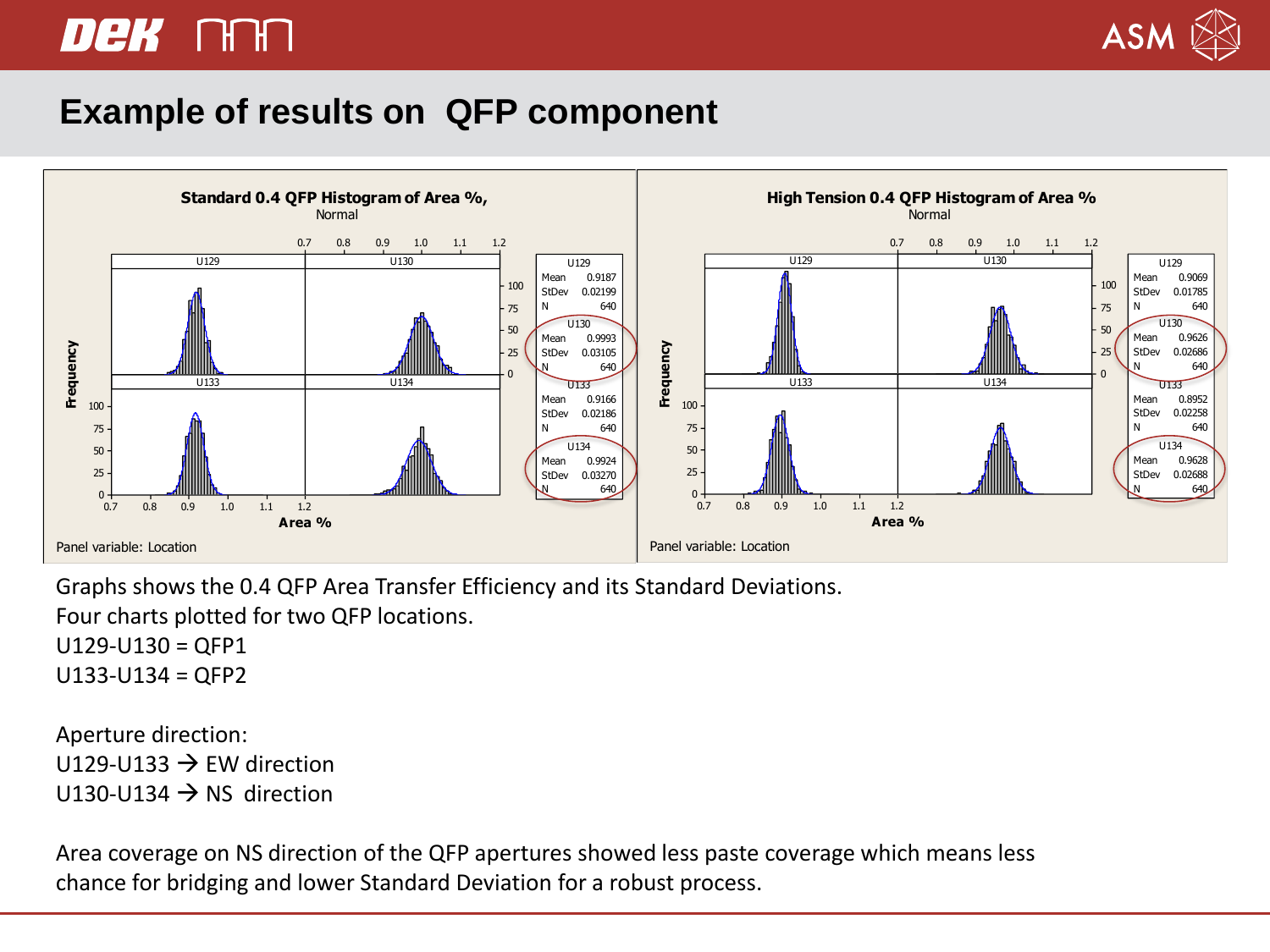# Example of results on QFP component

**Standard 0.4 QFP Histogram of Area %,**
Normal

| Location | Mean | StDev | N |
|---|---|---|---|
| U129 | 0.9187 | 0.02199 | 640 |
| U130 | 0.9993 | 0.03105 | 640 |
| U133 | 0.9166 | 0.02186 | 640 |
| U134 | 0.9924 | 0.03270 | 640 |

Panel variable: Location

**High Tension 0.4 QFP Histogram of Area %**
Normal

| Location | Mean | StDev | N |
|---|---|---|---|
| U129 | 0.9069 | 0.01785 | 640 |
| U130 | 0.9626 | 0.02686 | 640 |
| U133 | 0.8952 | 0.02258 | 640 |
| U134 | 0.9628 | 0.02688 | 640 |

Panel variable: Location

Graphs shows the 0.4 QFP Area Transfer Efficiency and its Standard Deviations.
Four charts plotted for two QFP locations.
U129-U130 = QFP1
U133-U134 = QFP2

Aperture direction:
U129-U133 → EW direction
U130-U134 → NS direction

Area coverage on NS direction of the QFP apertures showed less paste coverage which means less chance for bridging and lower Standard Deviation for a robust process.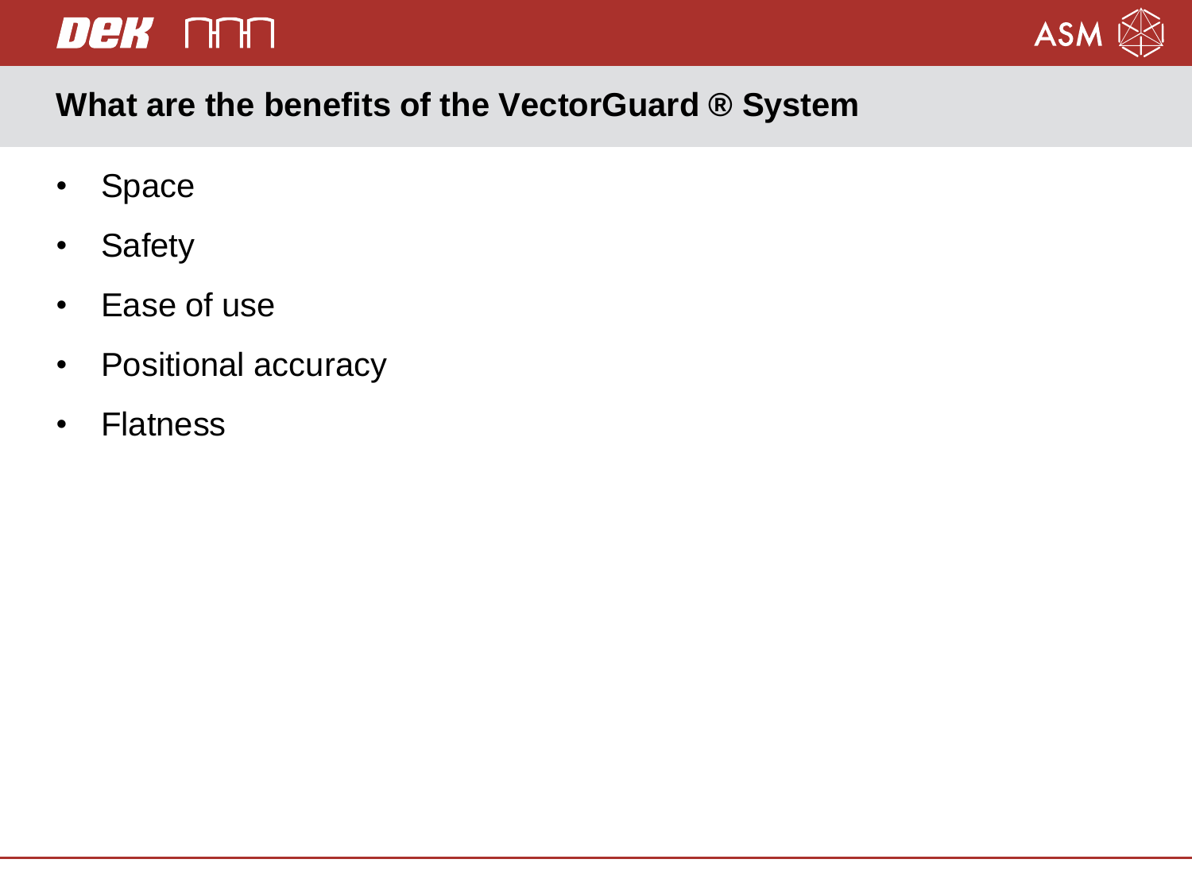## What are the benefits of the VectorGuard ® System

- Space
- Safety
- Ease of use
- Positional accuracy
- Flatness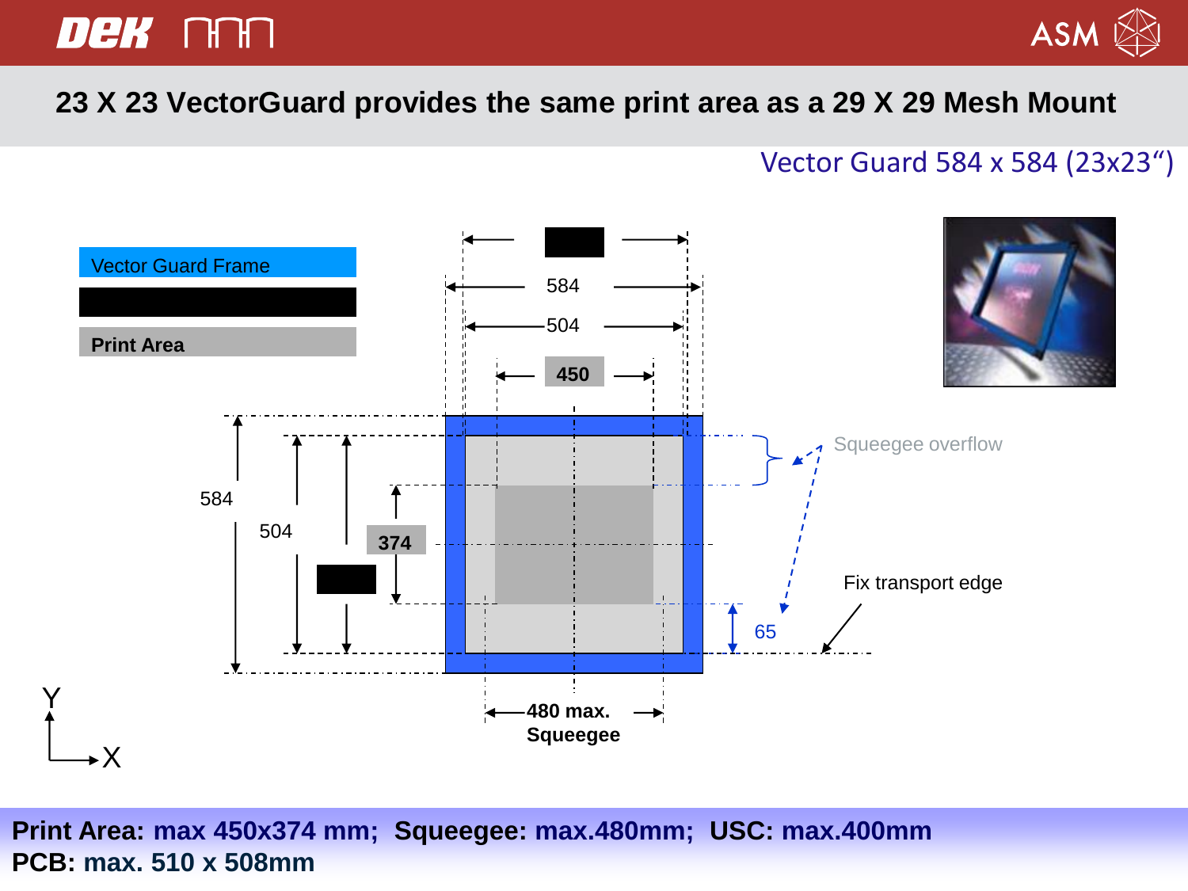# 23 X 23 VectorGuard provides the same print area as a 29 X 29 Mesh Mount

Vector Guard 584 x 584 (23x23“)

Vector Guard Frame

Print Area

584

504

450

584

504

374

Squeegee overflow

Fix transport edge

65

480 max. Squeegee

Y

X

**Print Area:** max 450x374 mm; **Squeegee:** max.480mm; **USC:** max.400mm

**PCB:** max. 510 x 508mm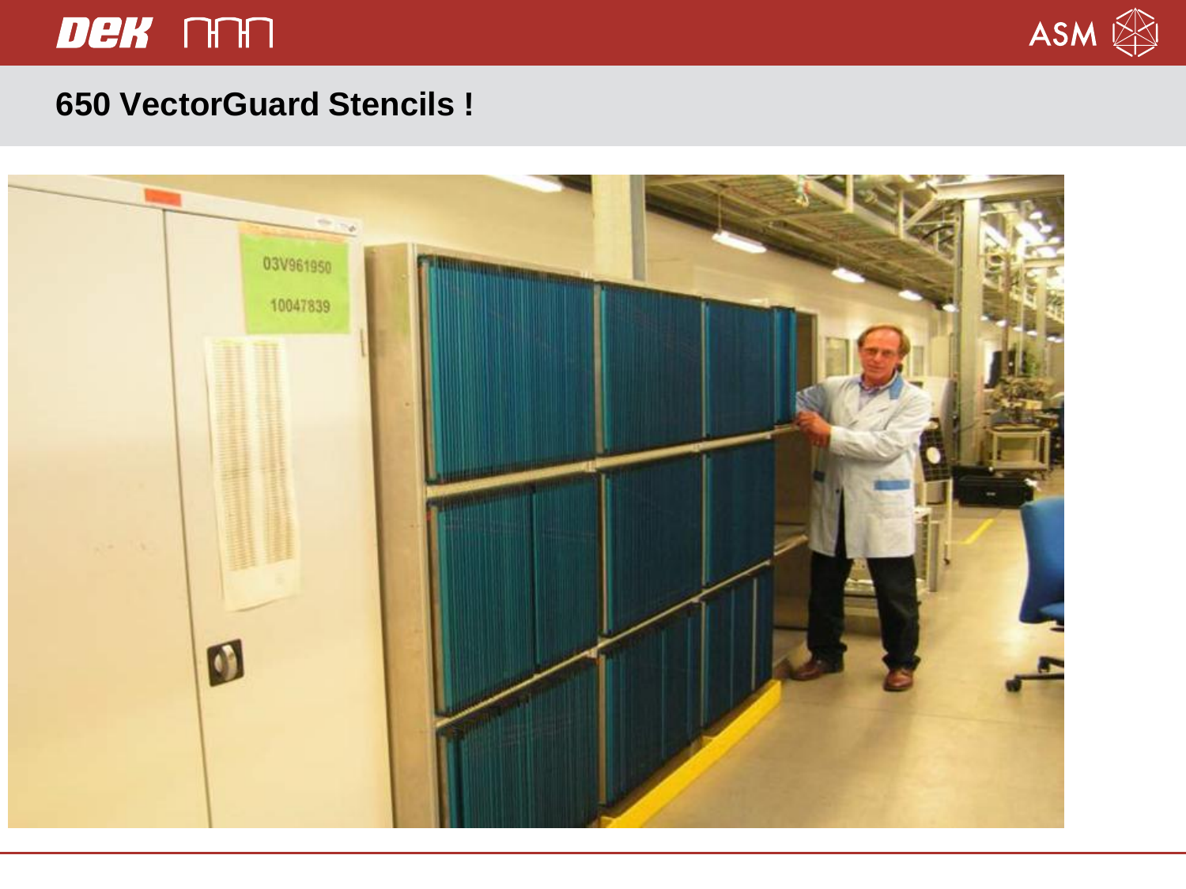# 650 VectorGuard Stencils !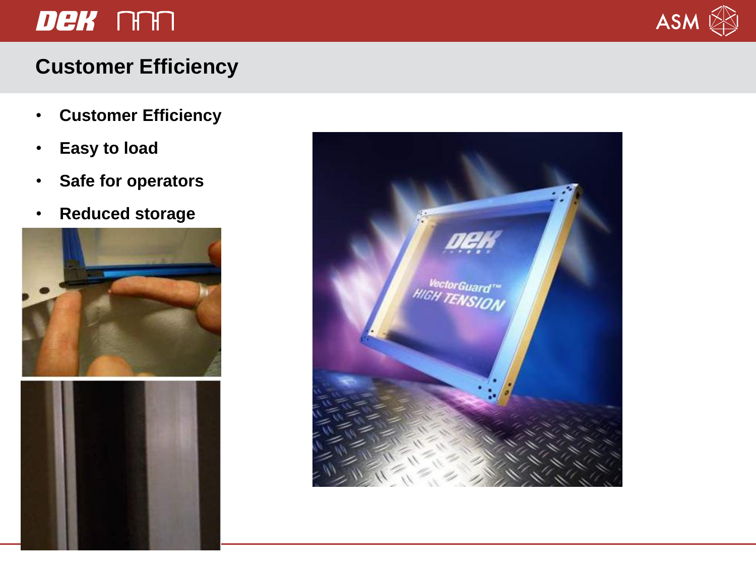# Customer Efficiency

- **Customer Efficiency**
- **Easy to load**
- **Safe for operators**
- **Reduced storage**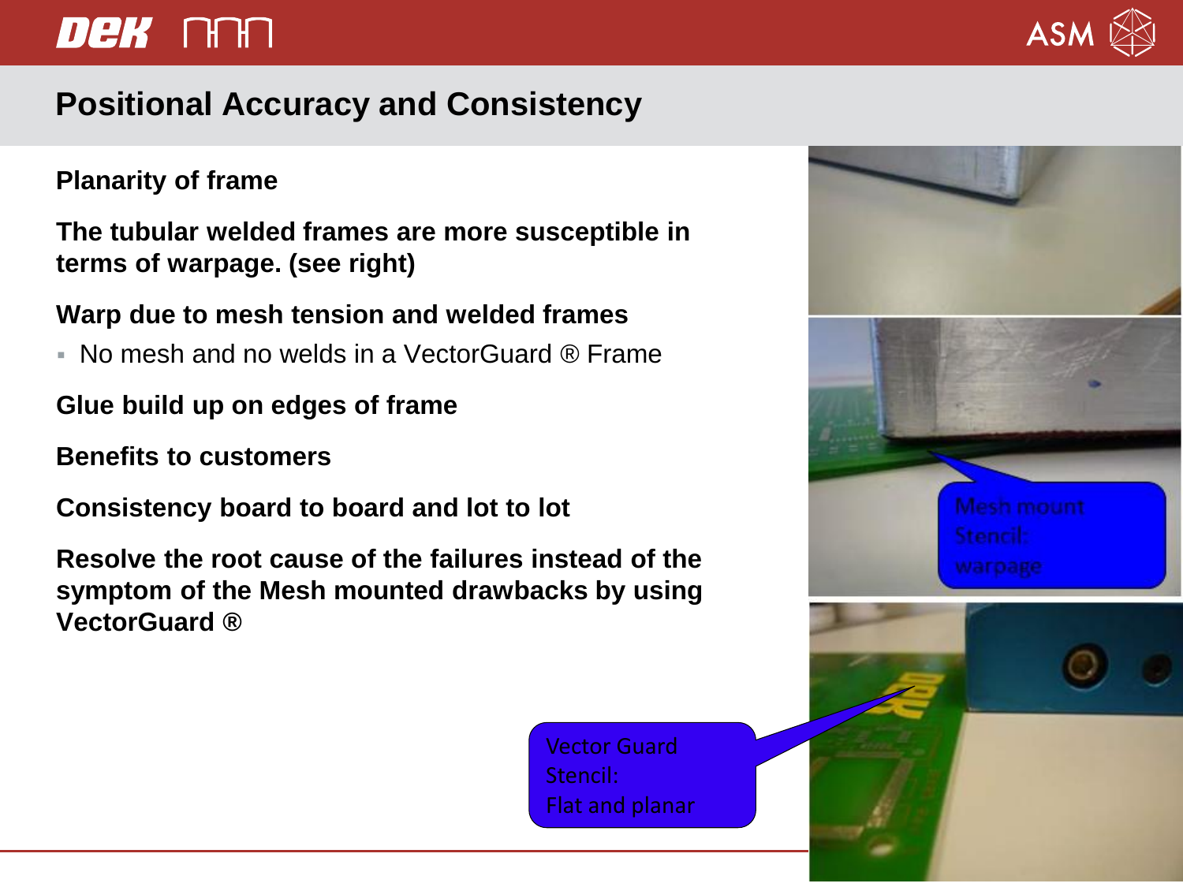## Positional Accuracy and Consistency

**Planarity of frame**

**The tubular welded frames are more susceptible in terms of warpage. (see right)**

**Warp due to mesh tension and welded frames**

- No mesh and no welds in a VectorGuard ® Frame

**Glue build up on edges of frame**

**Benefits to customers**

**Consistency board to board and lot to lot**

**Resolve the root cause of the failures instead of the symptom of the Mesh mounted drawbacks by using VectorGuard ®**

Mesh mount Stencil: warpage

Vector Guard Stencil: Flat and planar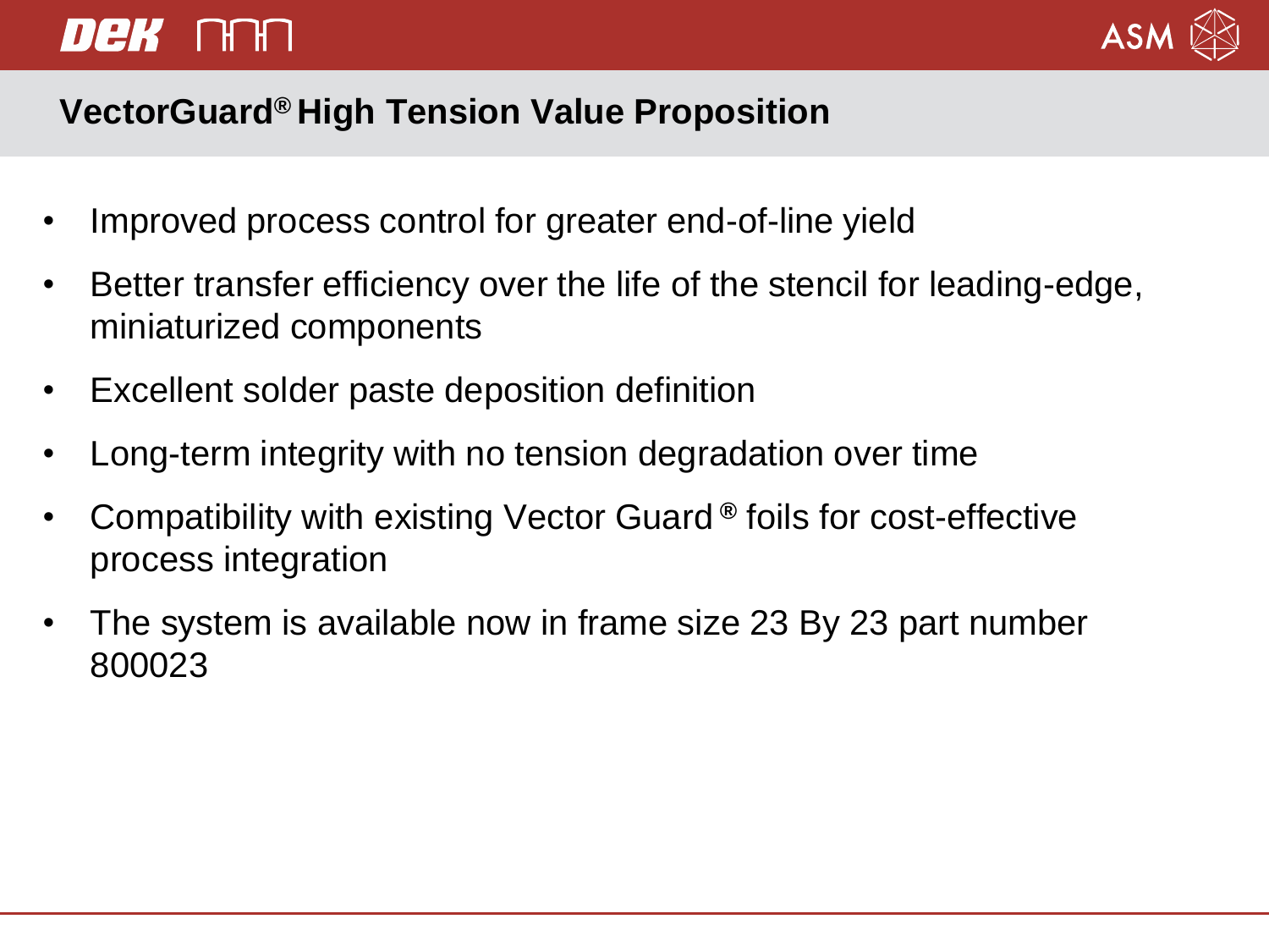## VectorGuard® High Tension Value Proposition

- Improved process control for greater end-of-line yield
- Better transfer efficiency over the life of the stencil for leading-edge, miniaturized components
- Excellent solder paste deposition definition
- Long-term integrity with no tension degradation over time
- Compatibility with existing Vector Guard® foils for cost-effective process integration
- The system is available now in frame size 23 By 23 part number 800023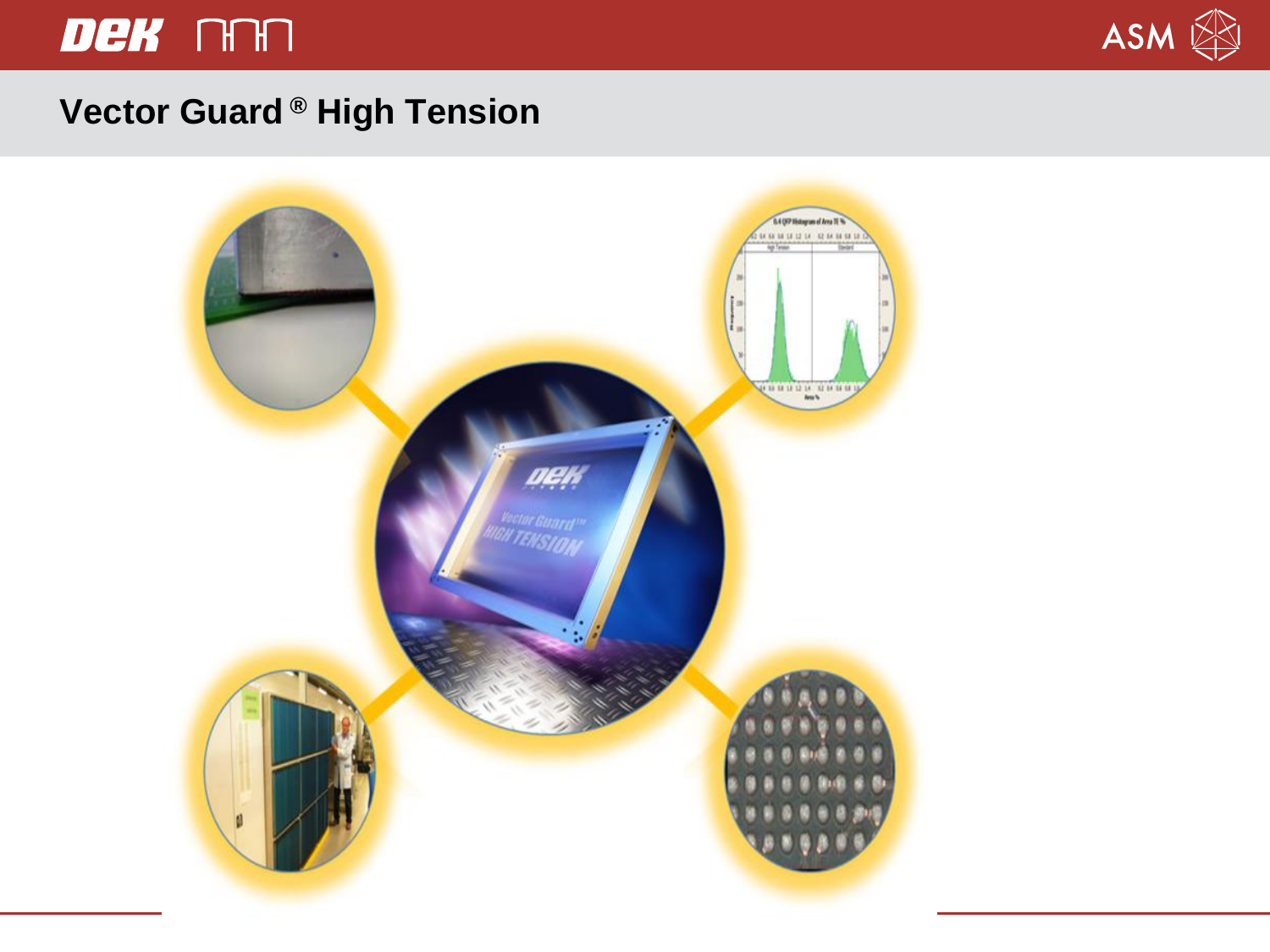# Vector Guard ® High Tension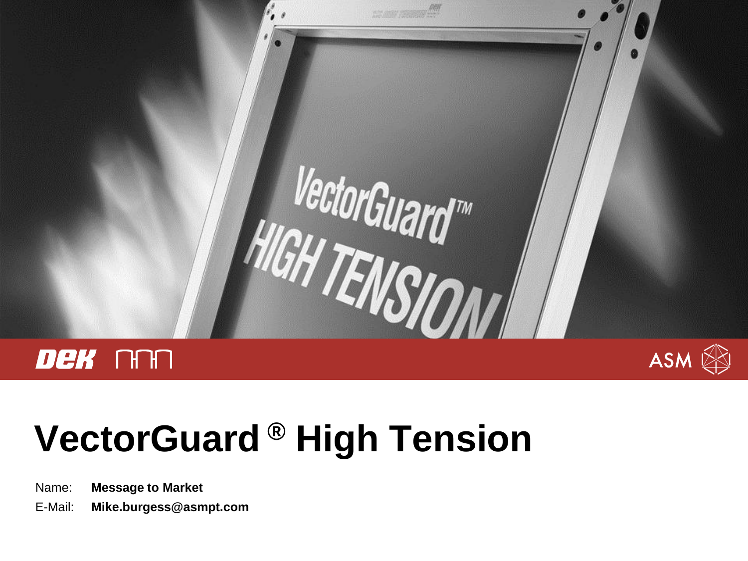# VectorGuard ® High Tension

Name: **Message to Market**

E-Mail: **Mike.burgess@asmpt.com**